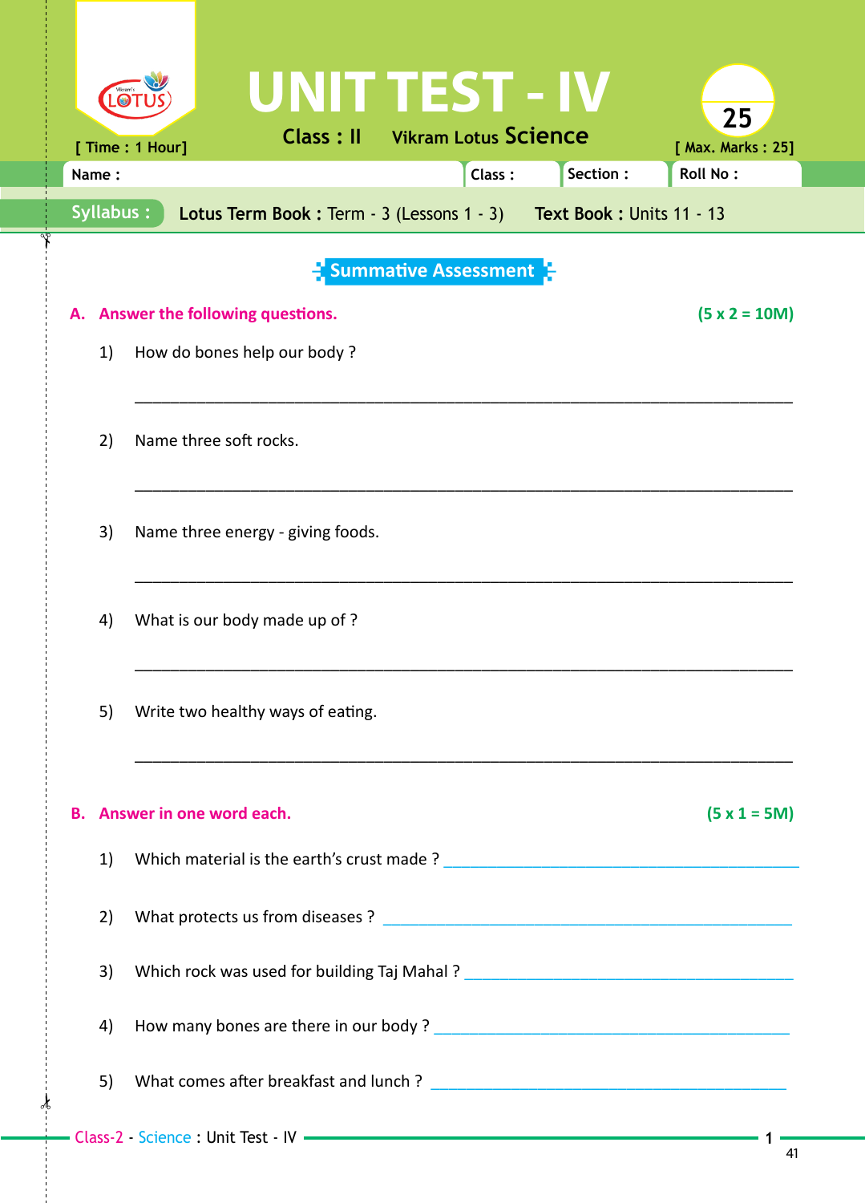# UNIT TEST - IV

**Class : II** Vikram Lotus **Science**

[ Time : 1 Hour] [ Max. Marks : 25]

| Name : | Class : | Section : | Roll No : |
|---|---|---|---|

**Syllabus :** **Lotus Term Book :** Term - 3 (Lessons 1 - 3) **Text Book :** Units 11 - 13

## Summative Assessment

### A. Answer the following questions. (5 x 2 = 10M)

1) How do bones help our body ?

_______________________________________________

2) Name three soft rocks.

_______________________________________________

3) Name three energy - giving foods.

_______________________________________________

4) What is our body made up of ?

_______________________________________________

5) Write two healthy ways of eating.

_______________________________________________

### B. Answer in one word each. (5 x 1 = 5M)

1) Which material is the earth's crust made ? _______________________

2) What protects us from diseases ? _______________________

3) Which rock was used for building Taj Mahal ? _______________________

4) How many bones are there in our body ? _______________________

5) What comes after breakfast and lunch ? _______________________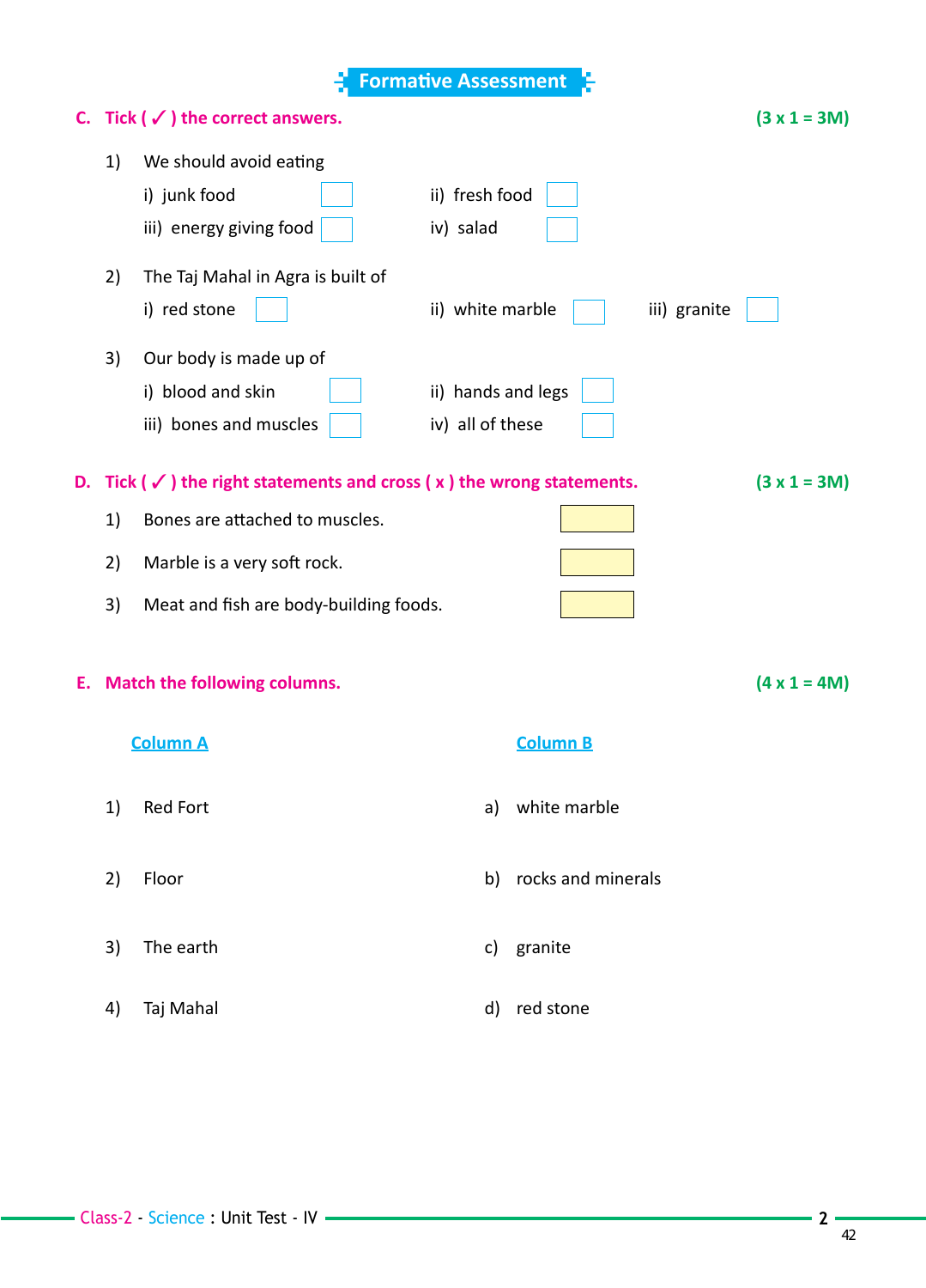## Formative Assessment

**C. Tick ( ✓ ) the correct answers.** **(3 x 1 = 3M)**

1) We should avoid eating

   i) junk food ☐ ii) fresh food ☐

   iii) energy giving food ☐ iv) salad ☐

2) The Taj Mahal in Agra is built of

   i) red stone ☐ ii) white marble ☐ iii) granite ☐

3) Our body is made up of

   i) blood and skin ☐ ii) hands and legs ☐

   iii) bones and muscles ☐ iv) all of these ☐

**D. Tick ( ✓ ) the right statements and cross ( x ) the wrong statements.** **(3 x 1 = 3M)**

1) Bones are attached to muscles. ☐

2) Marble is a very soft rock. ☐

3) Meat and fish are body-building foods. ☐

**E. Match the following columns.** **(4 x 1 = 4M)**

| Column A | Column B |
|---|---|
| 1) Red Fort | a) white marble |
| 2) Floor | b) rocks and minerals |
| 3) The earth | c) granite |
| 4) Taj Mahal | d) red stone |